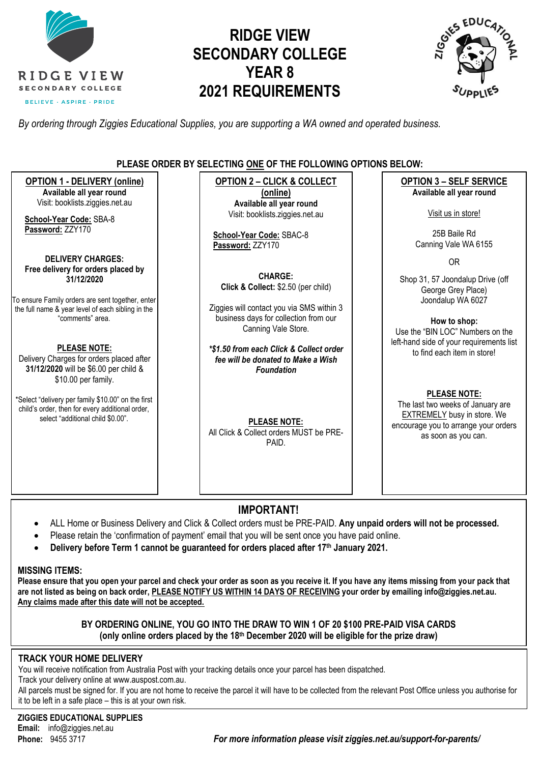RIDGE VIEW
SECONDARY COLLEGE
BELIEVE · ASPIRE · PRIDE

# RIDGE VIEW SECONDARY COLLEGE YEAR 8 2021 REQUIREMENTS

ZIGGIES EDUCATIONAL SUPPLIES

*By ordering through Ziggies Educational Supplies, you are supporting a WA owned and operated business.*

**PLEASE ORDER BY SELECTING ONE OF THE FOLLOWING OPTIONS BELOW:**

## OPTION 1 - DELIVERY (online)

**Available all year round**
Visit: booklists.ziggies.net.au

**School-Year Code:** SBA-8
**Password:** ZZY170

**DELIVERY CHARGES:**
**Free delivery for orders placed by 31/12/2020**

To ensure Family orders are sent together, enter the full name & year level of each sibling in the "comments" area.

**PLEASE NOTE:**
Delivery Charges for orders placed after **31/12/2020** will be $6.00 per child & $10.00 per family.

*Select "delivery per family $10.00" on the first child's order, then for every additional order, select "additional child $0.00".

## OPTION 2 – CLICK & COLLECT (online)

**Available all year round**
Visit: booklists.ziggies.net.au

**School-Year Code:** SBAC-8
**Password:** ZZY170

**CHARGE:**
**Click & Collect:** $2.50 (per child)

Ziggies will contact you via SMS within 3 business days for collection from our Canning Vale Store.

***$1.50 from each Click & Collect order fee will be donated to Make a Wish Foundation***

**PLEASE NOTE:**
All Click & Collect orders MUST be PRE-PAID.

## OPTION 3 – SELF SERVICE

**Available all year round**

Visit us in store!

25B Baile Rd
Canning Vale WA 6155

OR

Shop 31, 57 Joondalup Drive (off George Grey Place)
Joondalup WA 6027

**How to shop:**
Use the "BIN LOC" Numbers on the left-hand side of your requirements list to find each item in store!

**PLEASE NOTE:**
The last two weeks of January are EXTREMELY busy in store. We encourage you to arrange your orders as soon as you can.

## IMPORTANT!

- ALL Home or Business Delivery and Click & Collect orders must be PRE-PAID. **Any unpaid orders will not be processed.**
- Please retain the 'confirmation of payment' email that you will be sent once you have paid online.
- **Delivery before Term 1 cannot be guaranteed for orders placed after 17th January 2021.**

**MISSING ITEMS:**
**Please ensure that you open your parcel and check your order as soon as you receive it. If you have any items missing from your pack that are not listed as being on back order, PLEASE NOTIFY US WITHIN 14 DAYS OF RECEIVING your order by emailing info@ziggies.net.au. Any claims made after this date will not be accepted.**

**BY ORDERING ONLINE, YOU GO INTO THE DRAW TO WIN 1 OF 20 $100 PRE-PAID VISA CARDS**
**(only online orders placed by the 18th December 2020 will be eligible for the prize draw)**

## TRACK YOUR HOME DELIVERY

You will receive notification from Australia Post with your tracking details once your parcel has been dispatched.
Track your delivery online at www.auspost.com.au.
All parcels must be signed for. If you are not home to receive the parcel it will have to be collected from the relevant Post Office unless you authorise for it to be left in a safe place – this is at your own risk.

**ZIGGIES EDUCATIONAL SUPPLIES**
**Email:** info@ziggies.net.au
**Phone:** 9455 3717

***For more information please visit ziggies.net.au/support-for-parents/***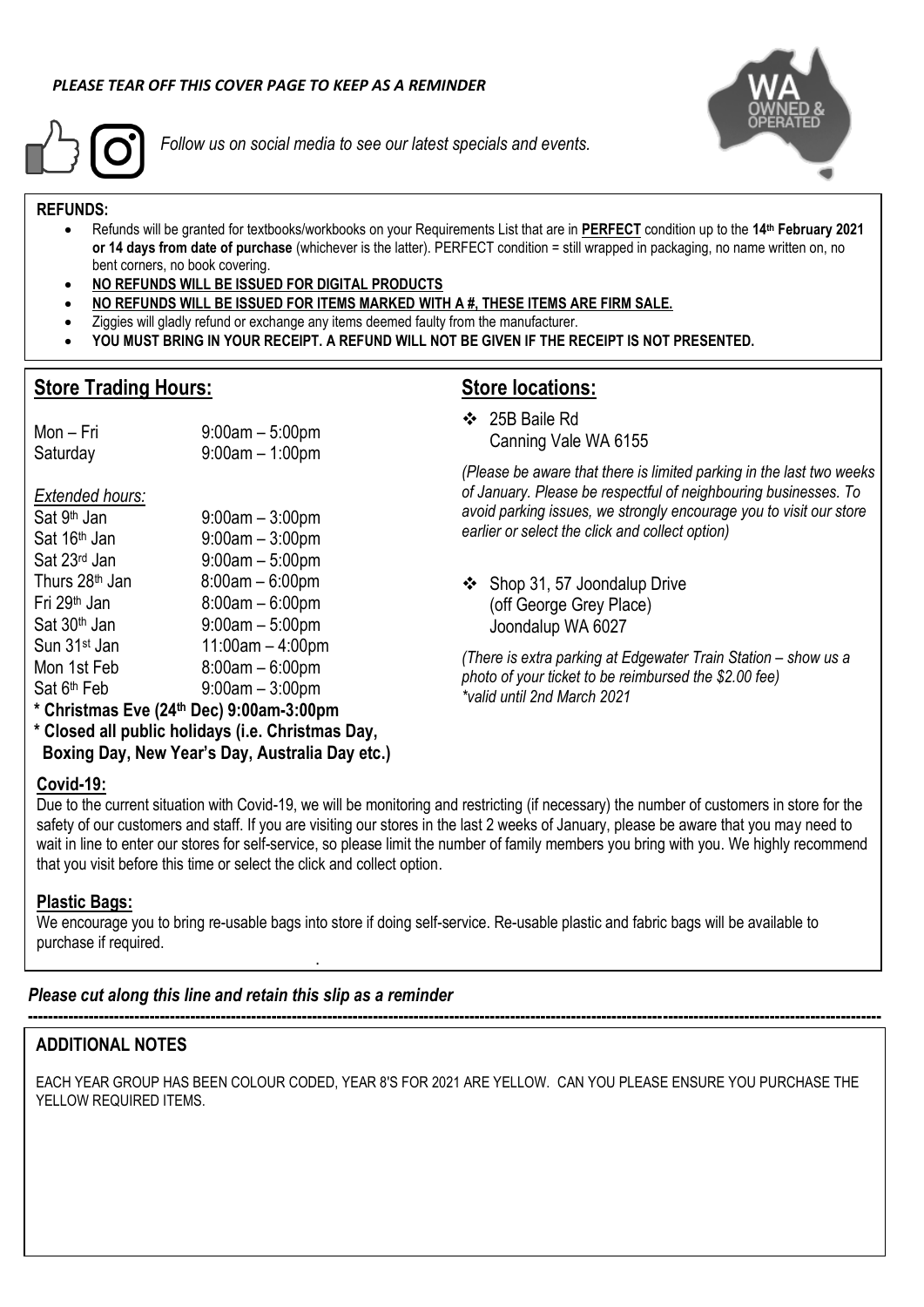***PLEASE TEAR OFF THIS COVER PAGE TO KEEP AS A REMINDER***

*Follow us on social media to see our latest specials and events.*

WA OWNED & OPERATED

**REFUNDS:**

- Refunds will be granted for textbooks/workbooks on your Requirements List that are in **PERFECT** condition up to the **14th February 2021 or 14 days from date of purchase** (whichever is the latter). PERFECT condition = still wrapped in packaging, no name written on, no bent corners, no book covering.
- **NO REFUNDS WILL BE ISSUED FOR DIGITAL PRODUCTS**
- **NO REFUNDS WILL BE ISSUED FOR ITEMS MARKED WITH A #, THESE ITEMS ARE FIRM SALE.**
- Ziggies will gladly refund or exchange any items deemed faulty from the manufacturer.
- **YOU MUST BRING IN YOUR RECEIPT. A REFUND WILL NOT BE GIVEN IF THE RECEIPT IS NOT PRESENTED.**

## Store Trading Hours:

| | |
|---|---|
| Mon – Fri | 9:00am – 5:00pm |
| Saturday | 9:00am – 1:00pm |

*Extended hours:*

| | |
|---|---|
| Sat 9th Jan | 9:00am – 3:00pm |
| Sat 16th Jan | 9:00am – 3:00pm |
| Sat 23rd Jan | 9:00am – 5:00pm |
| Thurs 28th Jan | 8:00am – 6:00pm |
| Fri 29th Jan | 8:00am – 6:00pm |
| Sat 30th Jan | 9:00am – 5:00pm |
| Sun 31st Jan | 11:00am – 4:00pm |
| Mon 1st Feb | 8:00am – 6:00pm |
| Sat 6th Feb | 9:00am – 3:00pm |

**\* Christmas Eve (24th Dec) 9:00am-3:00pm**

**\* Closed all public holidays (i.e. Christmas Day, Boxing Day, New Year's Day, Australia Day etc.)**

## Store locations:

- 25B Baile Rd
  Canning Vale WA 6155

*(Please be aware that there is limited parking in the last two weeks of January. Please be respectful of neighbouring businesses. To avoid parking issues, we strongly encourage you to visit our store earlier or select the click and collect option)*

- Shop 31, 57 Joondalup Drive
  (off George Grey Place)
  Joondalup WA 6027

*(There is extra parking at Edgewater Train Station – show us a photo of your ticket to be reimbursed the $2.00 fee)*
*\*valid until 2nd March 2021*

## Covid-19:

Due to the current situation with Covid-19, we will be monitoring and restricting (if necessary) the number of customers in store for the safety of our customers and staff. If you are visiting our stores in the last 2 weeks of January, please be aware that you may need to wait in line to enter our stores for self-service, so please limit the number of family members you bring with you. We highly recommend that you visit before this time or select the click and collect option.

## Plastic Bags:

We encourage you to bring re-usable bags into store if doing self-service. Re-usable plastic and fabric bags will be available to purchase if required.

***Please cut along this line and retain this slip as a reminder***

---

## ADDITIONAL NOTES

EACH YEAR GROUP HAS BEEN COLOUR CODED, YEAR 8'S FOR 2021 ARE YELLOW. CAN YOU PLEASE ENSURE YOU PURCHASE THE YELLOW REQUIRED ITEMS.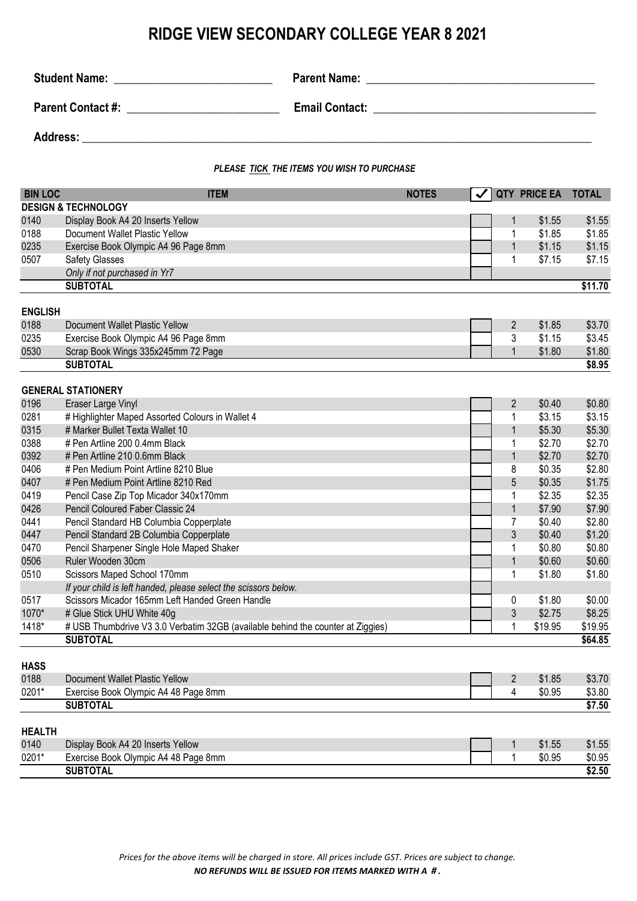# RIDGE VIEW SECONDARY COLLEGE YEAR 8 2021

**Student Name:** ___________________________ **Parent Name:** ______________________________________

**Parent Contact #:** _________________________ **Email Contact:** ____________________________________

**Address:** ______________________________________________________________________________________

***PLEASE TICK THE ITEMS YOU WISH TO PURCHASE***

| BIN LOC | ITEM | NOTES | ✓ | QTY | PRICE EA | TOTAL |
|---|---|---|---|---|---|---|
| | **DESIGN & TECHNOLOGY** | | | | | |
| 0140 | Display Book A4 20 Inserts Yellow | | | 1 | $1.55 | $1.55 |
| 0188 | Document Wallet Plastic Yellow | | | 1 | $1.85 | $1.85 |
| 0235 | Exercise Book Olympic A4 96 Page 8mm | | | 1 | $1.15 | $1.15 |
| 0507 | Safety Glasses | | | 1 | $7.15 | $7.15 |
| | *Only if not purchased in Yr7* | | | | | |
| | **SUBTOTAL** | | | | | **$11.70** |
| **ENGLISH** | | | | | | |
| 0188 | Document Wallet Plastic Yellow | | | 2 | $1.85 | $3.70 |
| 0235 | Exercise Book Olympic A4 96 Page 8mm | | | 3 | $1.15 | $3.45 |
| 0530 | Scrap Book Wings 335x245mm 72 Page | | | 1 | $1.80 | $1.80 |
| | **SUBTOTAL** | | | | | **$8.95** |
| | **GENERAL STATIONERY** | | | | | |
| 0196 | Eraser Large Vinyl | | | 2 | $0.40 | $0.80 |
| 0281 | # Highlighter Maped Assorted Colours in Wallet 4 | | | 1 | $3.15 | $3.15 |
| 0315 | # Marker Bullet Texta Wallet 10 | | | 1 | $5.30 | $5.30 |
| 0388 | # Pen Artline 200 0.4mm Black | | | 1 | $2.70 | $2.70 |
| 0392 | # Pen Artline 210 0.6mm Black | | | 1 | $2.70 | $2.70 |
| 0406 | # Pen Medium Point Artline 8210 Blue | | | 8 | $0.35 | $2.80 |
| 0407 | # Pen Medium Point Artline 8210 Red | | | 5 | $0.35 | $1.75 |
| 0419 | Pencil Case Zip Top Micador 340x170mm | | | 1 | $2.35 | $2.35 |
| 0426 | Pencil Coloured Faber Classic 24 | | | 1 | $7.90 | $7.90 |
| 0441 | Pencil Standard HB Columbia Copperplate | | | 7 | $0.40 | $2.80 |
| 0447 | Pencil Standard 2B Columbia Copperplate | | | 3 | $0.40 | $1.20 |
| 0470 | Pencil Sharpener Single Hole Maped Shaker | | | 1 | $0.80 | $0.80 |
| 0506 | Ruler Wooden 30cm | | | 1 | $0.60 | $0.60 |
| 0510 | Scissors Maped School 170mm | | | 1 | $1.80 | $1.80 |
| | *If your child is left handed, please select the scissors below.* | | | | | |
| 0517 | Scissors Micador 165mm Left Handed Green Handle | | | 0 | $1.80 | $0.00 |
| 1070* | # Glue Stick UHU White 40g | | | 3 | $2.75 | $8.25 |
| 1418* | # USB Thumbdrive V3 3.0 Verbatim 32GB (available behind the counter at Ziggies) | | | 1 | $19.95 | $19.95 |
| | **SUBTOTAL** | | | | | **$64.85** |
| **HASS** | | | | | | |
| 0188 | Document Wallet Plastic Yellow | | | 2 | $1.85 | $3.70 |
| 0201* | Exercise Book Olympic A4 48 Page 8mm | | | 4 | $0.95 | $3.80 |
| | **SUBTOTAL** | | | | | **$7.50** |
| **HEALTH** | | | | | | |
| 0140 | Display Book A4 20 Inserts Yellow | | | 1 | $1.55 | $1.55 |
| 0201* | Exercise Book Olympic A4 48 Page 8mm | | | 1 | $0.95 | $0.95 |
| | **SUBTOTAL** | | | | | **$2.50** |

*Prices for the above items will be charged in store. All prices include GST. Prices are subject to change.*

***NO REFUNDS WILL BE ISSUED FOR ITEMS MARKED WITH A #.***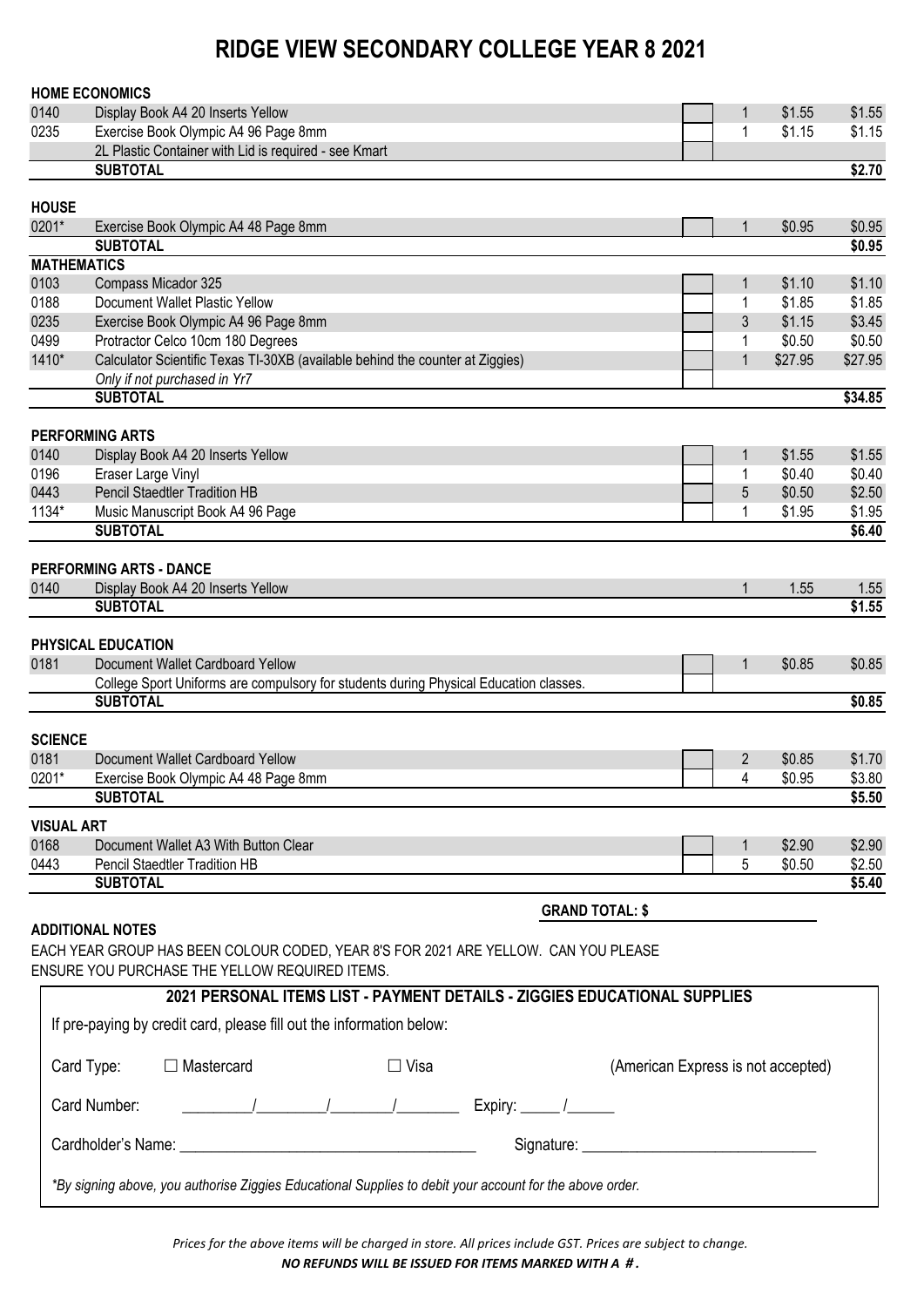# RIDGE VIEW SECONDARY COLLEGE YEAR 8 2021

| | | | | | |
|---|---|---|---|---|---|
| **HOME ECONOMICS** | | | | | |
| 0140 | Display Book A4 20 Inserts Yellow | | 1 | $1.55 | $1.55 |
| 0235 | Exercise Book Olympic A4 96 Page 8mm | | 1 | $1.15 | $1.15 |
| | 2L Plastic Container with Lid is required - see Kmart | | | | |
| | **SUBTOTAL** | | | | **$2.70** |
| **HOUSE** | | | | | |
| 0201* | Exercise Book Olympic A4 48 Page 8mm | | 1 | $0.95 | $0.95 |
| | **SUBTOTAL** | | | | **$0.95** |
| **MATHEMATICS** | | | | | |
| 0103 | Compass Micador 325 | | 1 | $1.10 | $1.10 |
| 0188 | Document Wallet Plastic Yellow | | 1 | $1.85 | $1.85 |
| 0235 | Exercise Book Olympic A4 96 Page 8mm | | 3 | $1.15 | $3.45 |
| 0499 | Protractor Celco 10cm 180 Degrees | | 1 | $0.50 | $0.50 |
| 1410* | Calculator Scientific Texas TI-30XB (available behind the counter at Ziggies) | | 1 | $27.95 | $27.95 |
| | *Only if not purchased in Yr7* | | | | |
| | **SUBTOTAL** | | | | **$34.85** |
| **PERFORMING ARTS** | | | | | |
| 0140 | Display Book A4 20 Inserts Yellow | | 1 | $1.55 | $1.55 |
| 0196 | Eraser Large Vinyl | | 1 | $0.40 | $0.40 |
| 0443 | Pencil Staedtler Tradition HB | | 5 | $0.50 | $2.50 |
| 1134* | Music Manuscript Book A4 96 Page | | 1 | $1.95 | $1.95 |
| | **SUBTOTAL** | | | | **$6.40** |
| **PERFORMING ARTS - DANCE** | | | | | |
| 0140 | Display Book A4 20 Inserts Yellow | | 1 | 1.55 | 1.55 |
| | **SUBTOTAL** | | | | **$1.55** |
| **PHYSICAL EDUCATION** | | | | | |
| 0181 | Document Wallet Cardboard Yellow | | 1 | $0.85 | $0.85 |
| | College Sport Uniforms are compulsory for students during Physical Education classes. | | | | |
| | **SUBTOTAL** | | | | **$0.85** |
| **SCIENCE** | | | | | |
| 0181 | Document Wallet Cardboard Yellow | | 2 | $0.85 | $1.70 |
| 0201* | Exercise Book Olympic A4 48 Page 8mm | | 4 | $0.95 | $3.80 |
| | **SUBTOTAL** | | | | **$5.50** |
| **VISUAL ART** | | | | | |
| 0168 | Document Wallet A3 With Button Clear | | 1 | $2.90 | $2.90 |
| 0443 | Pencil Staedtler Tradition HB | | 5 | $0.50 | $2.50 |
| | **SUBTOTAL** | | | | **$5.40** |

**GRAND TOTAL: $** ______________

**ADDITIONAL NOTES**

EACH YEAR GROUP HAS BEEN COLOUR CODED, YEAR 8'S FOR 2021 ARE YELLOW. CAN YOU PLEASE ENSURE YOU PURCHASE THE YELLOW REQUIRED ITEMS.

**2021 PERSONAL ITEMS LIST - PAYMENT DETAILS - ZIGGIES EDUCATIONAL SUPPLIES**

If pre-paying by credit card, please fill out the information below:

Card Type: ☐ Mastercard ☐ Visa (American Express is not accepted)

Card Number: ________/________/________/________ Expiry: _____ /______

Cardholder's Name: ____________________________________ Signature: ____________________________

*\*By signing above, you authorise Ziggies Educational Supplies to debit your account for the above order.*

*Prices for the above items will be charged in store. All prices include GST. Prices are subject to change.*

***NO REFUNDS WILL BE ISSUED FOR ITEMS MARKED WITH A #.***